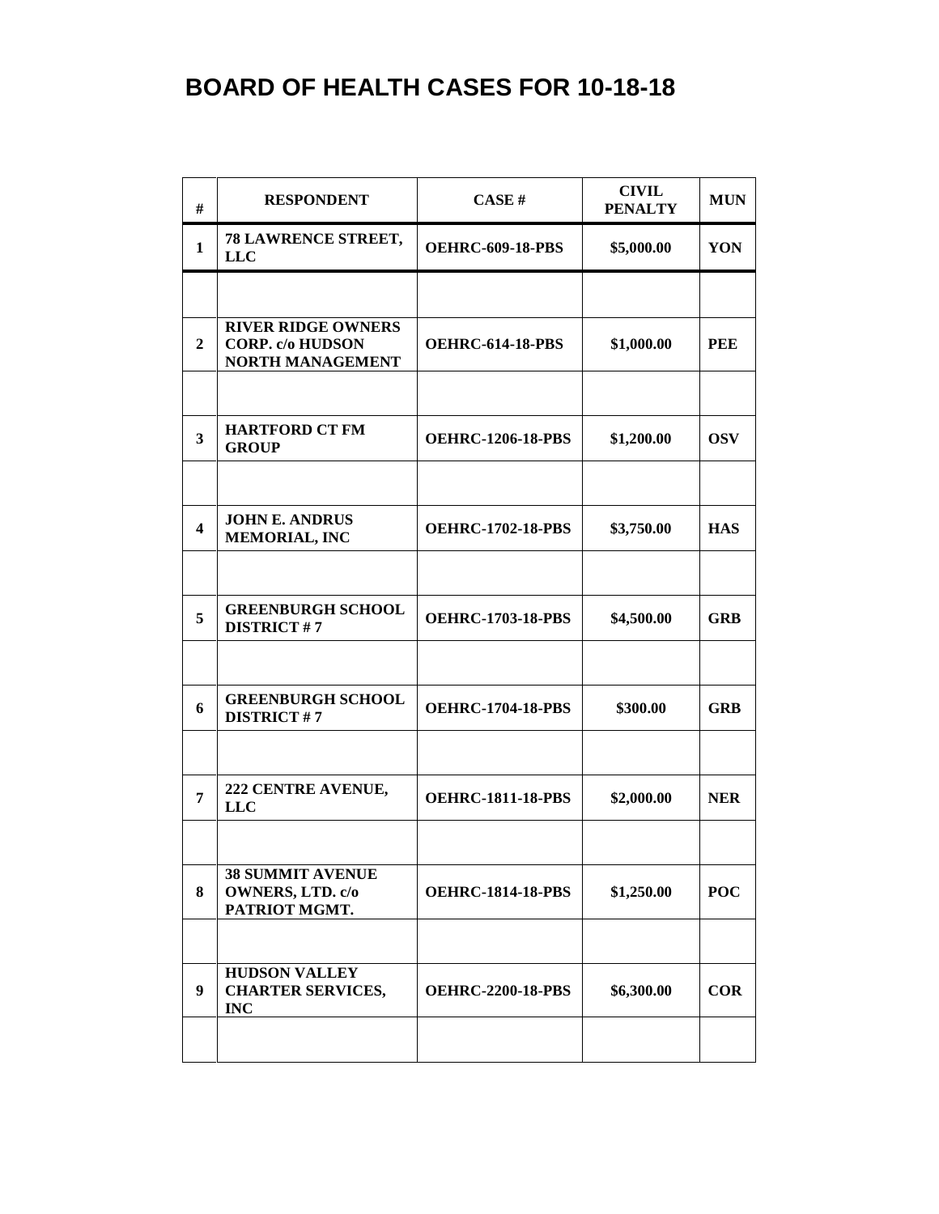# BOARD OF HEALTH CASES FOR 10-18-18

| # | RESPONDENT | CASE # | CIVIL PENALTY | MUN |
|---|---|---|---|---|
| 1 | 78 LAWRENCE STREET, LLC | OEHRC-609-18-PBS | $5,000.00 | YON |
| | | | | |
| 2 | RIVER RIDGE OWNERS CORP. c/o HUDSON NORTH MANAGEMENT | OEHRC-614-18-PBS | $1,000.00 | PEE |
| | | | | |
| 3 | HARTFORD CT FM GROUP | OEHRC-1206-18-PBS | $1,200.00 | OSV |
| | | | | |
| 4 | JOHN E. ANDRUS MEMORIAL, INC | OEHRC-1702-18-PBS | $3,750.00 | HAS |
| | | | | |
| 5 | GREENBURGH SCHOOL DISTRICT # 7 | OEHRC-1703-18-PBS | $4,500.00 | GRB |
| | | | | |
| 6 | GREENBURGH SCHOOL DISTRICT # 7 | OEHRC-1704-18-PBS | $300.00 | GRB |
| | | | | |
| 7 | 222 CENTRE AVENUE, LLC | OEHRC-1811-18-PBS | $2,000.00 | NER |
| | | | | |
| 8 | 38 SUMMIT AVENUE OWNERS, LTD. c/o PATRIOT MGMT. | OEHRC-1814-18-PBS | $1,250.00 | POC |
| | | | | |
| 9 | HUDSON VALLEY CHARTER SERVICES, INC | OEHRC-2200-18-PBS | $6,300.00 | COR |
| | | | | |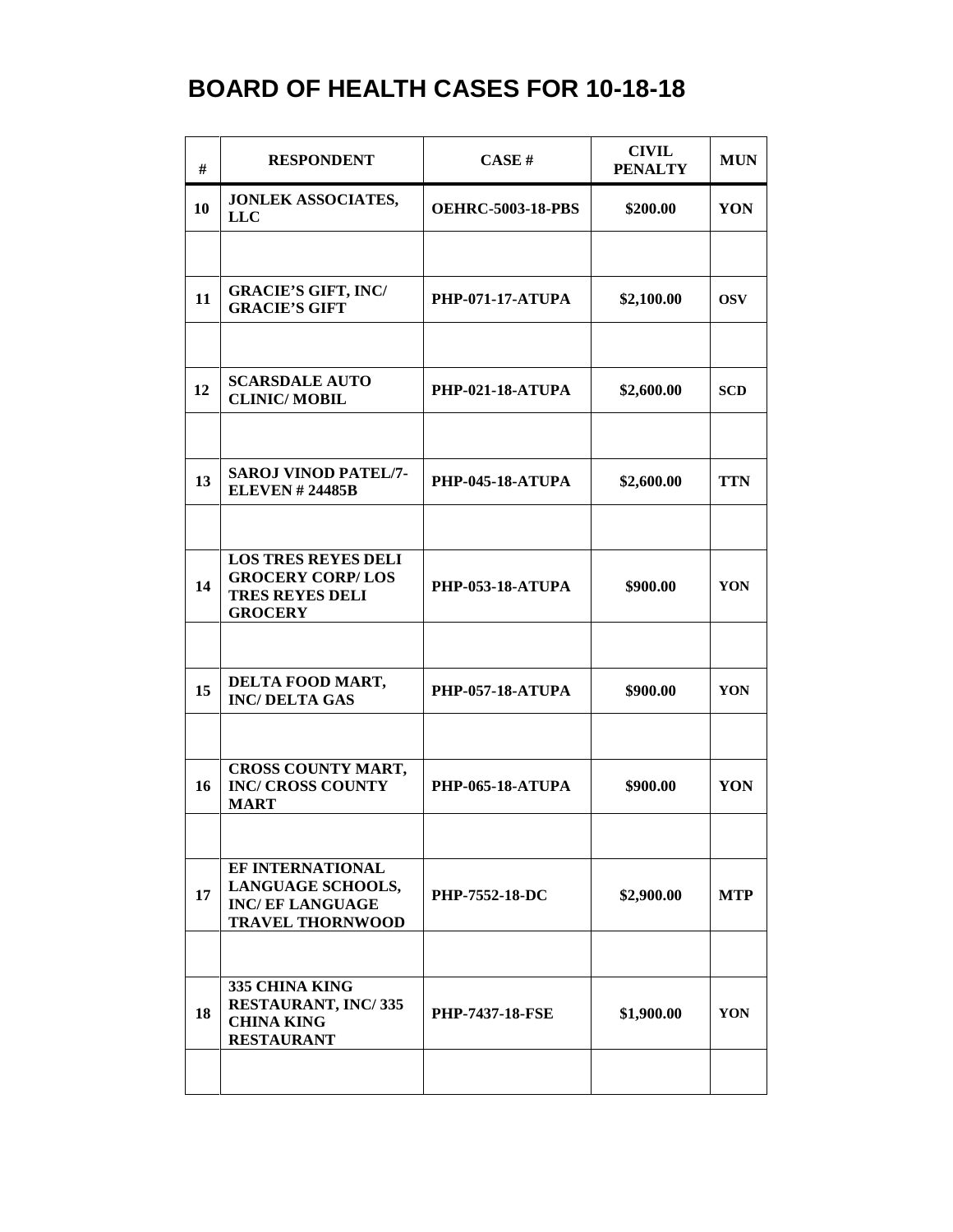# BOARD OF HEALTH CASES FOR 10-18-18

| # | RESPONDENT | CASE # | CIVIL PENALTY | MUN |
|---|---|---|---|---|
| 10 | JONLEK ASSOCIATES, LLC | OEHRC-5003-18-PBS | $200.00 | YON |
| | | | | |
| 11 | GRACIE'S GIFT, INC/ GRACIE'S GIFT | PHP-071-17-ATUPA | $2,100.00 | OSV |
| | | | | |
| 12 | SCARSDALE AUTO CLINIC/ MOBIL | PHP-021-18-ATUPA | $2,600.00 | SCD |
| | | | | |
| 13 | SAROJ VINOD PATEL/7-ELEVEN # 24485B | PHP-045-18-ATUPA | $2,600.00 | TTN |
| | | | | |
| 14 | LOS TRES REYES DELI GROCERY CORP/ LOS TRES REYES DELI GROCERY | PHP-053-18-ATUPA | $900.00 | YON |
| | | | | |
| 15 | DELTA FOOD MART, INC/ DELTA GAS | PHP-057-18-ATUPA | $900.00 | YON |
| | | | | |
| 16 | CROSS COUNTY MART, INC/ CROSS COUNTY MART | PHP-065-18-ATUPA | $900.00 | YON |
| | | | | |
| 17 | EF INTERNATIONAL LANGUAGE SCHOOLS, INC/ EF LANGUAGE TRAVEL THORNWOOD | PHP-7552-18-DC | $2,900.00 | MTP |
| | | | | |
| 18 | 335 CHINA KING RESTAURANT, INC/ 335 CHINA KING RESTAURANT | PHP-7437-18-FSE | $1,900.00 | YON |
| | | | | |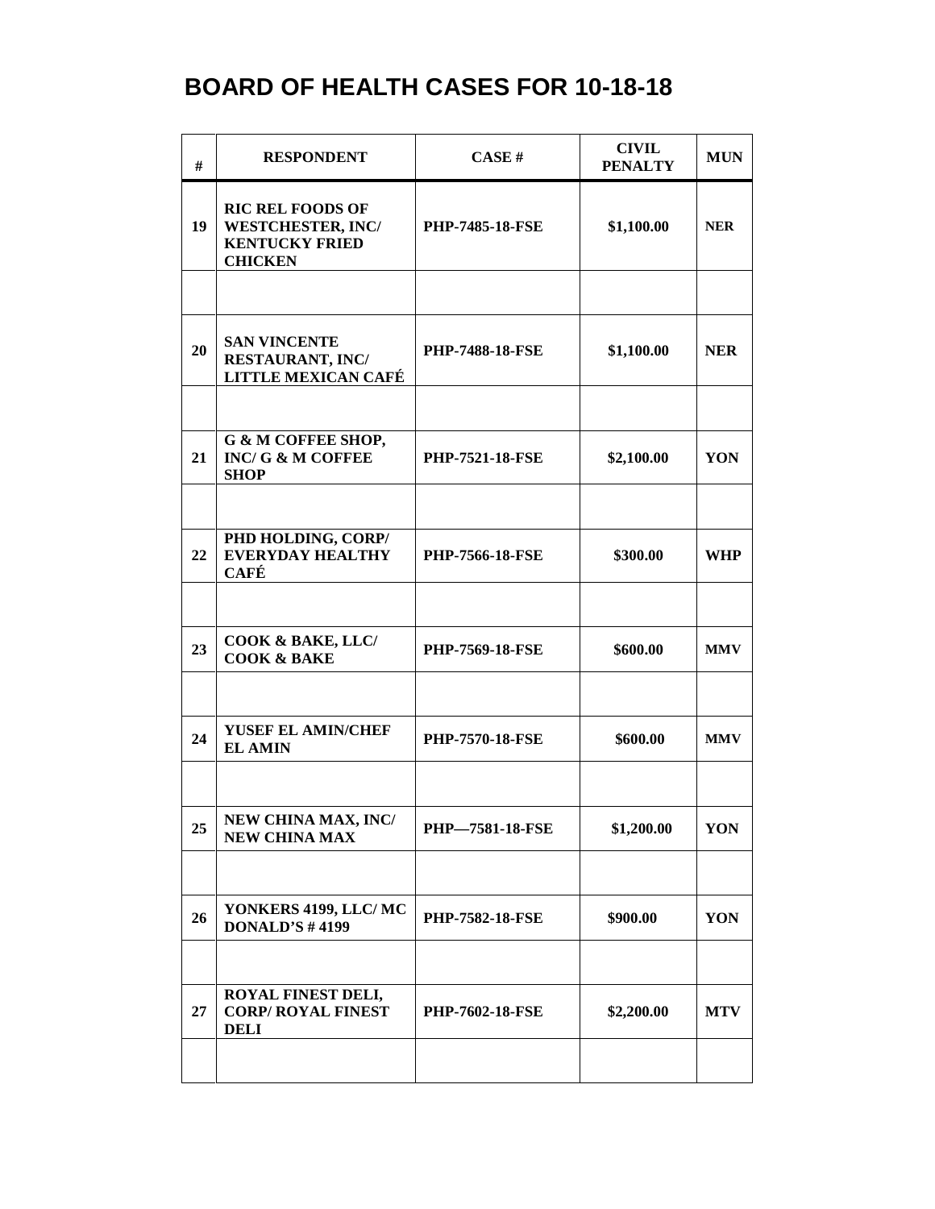# BOARD OF HEALTH CASES FOR 10-18-18

| # | RESPONDENT | CASE # | CIVIL PENALTY | MUN |
|---|---|---|---|---|
| 19 | RIC REL FOODS OF WESTCHESTER, INC/ KENTUCKY FRIED CHICKEN | PHP-7485-18-FSE | $1,100.00 | NER |
| | | | | |
| 20 | SAN VINCENTE RESTAURANT, INC/ LITTLE MEXICAN CAFÉ | PHP-7488-18-FSE | $1,100.00 | NER |
| | | | | |
| 21 | G & M COFFEE SHOP, INC/ G & M COFFEE SHOP | PHP-7521-18-FSE | $2,100.00 | YON |
| | | | | |
| 22 | PHD HOLDING, CORP/ EVERYDAY HEALTHY CAFÉ | PHP-7566-18-FSE | $300.00 | WHP |
| | | | | |
| 23 | COOK & BAKE, LLC/ COOK & BAKE | PHP-7569-18-FSE | $600.00 | MMV |
| | | | | |
| 24 | YUSEF EL AMIN/CHEF EL AMIN | PHP-7570-18-FSE | $600.00 | MMV |
| | | | | |
| 25 | NEW CHINA MAX, INC/ NEW CHINA MAX | PHP—7581-18-FSE | $1,200.00 | YON |
| | | | | |
| 26 | YONKERS 4199, LLC/ MC DONALD'S # 4199 | PHP-7582-18-FSE | $900.00 | YON |
| | | | | |
| 27 | ROYAL FINEST DELI, CORP/ ROYAL FINEST DELI | PHP-7602-18-FSE | $2,200.00 | MTV |
| | | | | |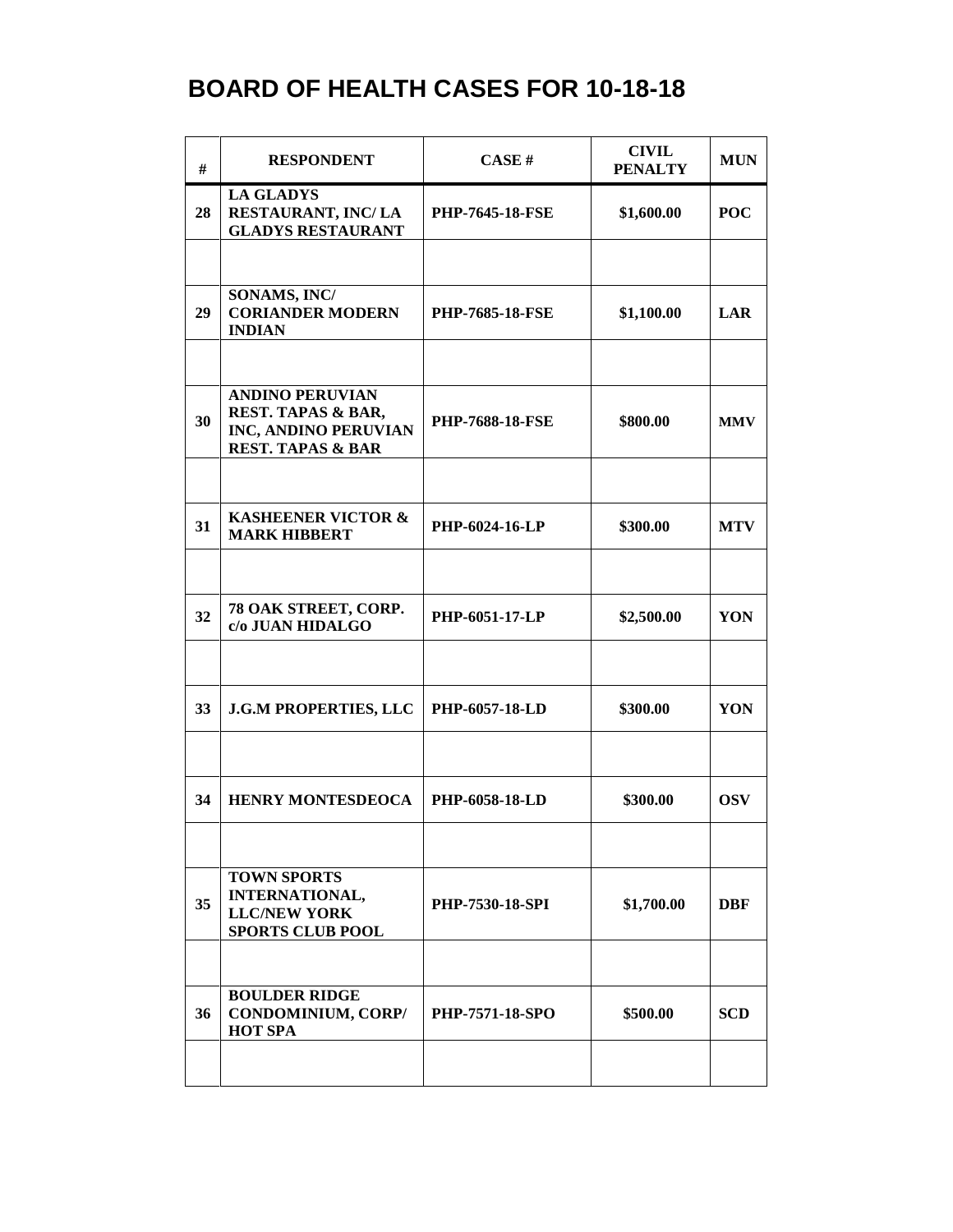# BOARD OF HEALTH CASES FOR 10-18-18

| # | RESPONDENT | CASE # | CIVIL PENALTY | MUN |
|---|---|---|---|---|
| 28 | LA GLADYS RESTAURANT, INC/ LA GLADYS RESTAURANT | PHP-7645-18-FSE | $1,600.00 | POC |
| | | | | |
| 29 | SONAMS, INC/ CORIANDER MODERN INDIAN | PHP-7685-18-FSE | $1,100.00 | LAR |
| | | | | |
| 30 | ANDINO PERUVIAN REST. TAPAS & BAR, INC, ANDINO PERUVIAN REST. TAPAS & BAR | PHP-7688-18-FSE | $800.00 | MMV |
| | | | | |
| 31 | KASHEENER VICTOR & MARK HIBBERT | PHP-6024-16-LP | $300.00 | MTV |
| | | | | |
| 32 | 78 OAK STREET, CORP. c/o JUAN HIDALGO | PHP-6051-17-LP | $2,500.00 | YON |
| | | | | |
| 33 | J.G.M PROPERTIES, LLC | PHP-6057-18-LD | $300.00 | YON |
| | | | | |
| 34 | HENRY MONTESDEOCA | PHP-6058-18-LD | $300.00 | OSV |
| | | | | |
| 35 | TOWN SPORTS INTERNATIONAL, LLC/NEW YORK SPORTS CLUB POOL | PHP-7530-18-SPI | $1,700.00 | DBF |
| | | | | |
| 36 | BOULDER RIDGE CONDOMINIUM, CORP/ HOT SPA | PHP-7571-18-SPO | $500.00 | SCD |
| | | | | |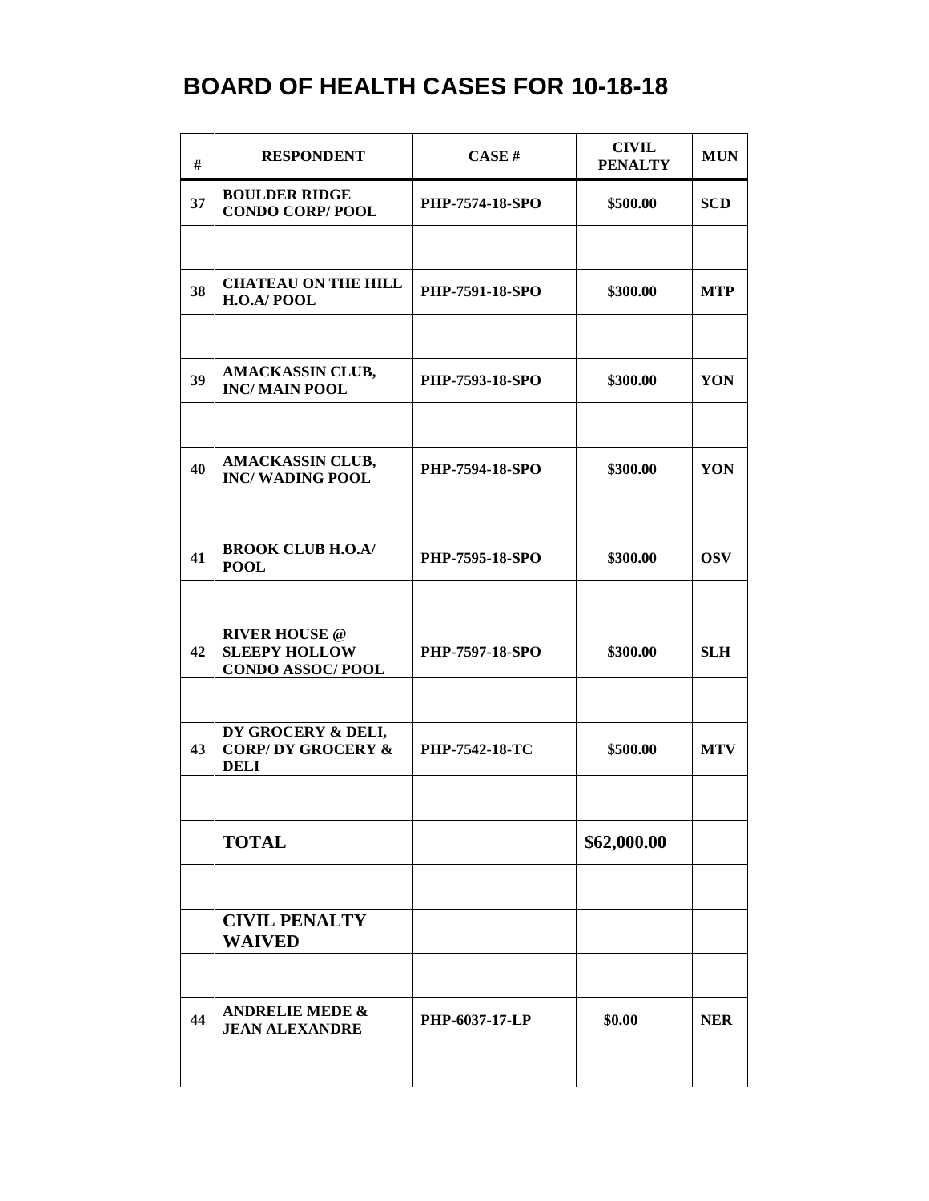# BOARD OF HEALTH CASES FOR 10-18-18

| # | RESPONDENT | CASE # | CIVIL PENALTY | MUN |
|---|---|---|---|---|
| 37 | BOULDER RIDGE CONDO CORP/ POOL | PHP-7574-18-SPO | $500.00 | SCD |
| | | | | |
| 38 | CHATEAU ON THE HILL H.O.A/ POOL | PHP-7591-18-SPO | $300.00 | MTP |
| | | | | |
| 39 | AMACKASSIN CLUB, INC/ MAIN POOL | PHP-7593-18-SPO | $300.00 | YON |
| | | | | |
| 40 | AMACKASSIN CLUB, INC/ WADING POOL | PHP-7594-18-SPO | $300.00 | YON |
| | | | | |
| 41 | BROOK CLUB H.O.A/ POOL | PHP-7595-18-SPO | $300.00 | OSV |
| | | | | |
| 42 | RIVER HOUSE @ SLEEPY HOLLOW CONDO ASSOC/ POOL | PHP-7597-18-SPO | $300.00 | SLH |
| | | | | |
| 43 | DY GROCERY & DELI, CORP/ DY GROCERY & DELI | PHP-7542-18-TC | $500.00 | MTV |
| | | | | |
| | **TOTAL** | | **$62,000.00** | |
| | | | | |
| | **CIVIL PENALTY WAIVED** | | | |
| | | | | |
| 44 | ANDRELIE MEDE & JEAN ALEXANDRE | PHP-6037-17-LP | $0.00 | NER |
| | | | | |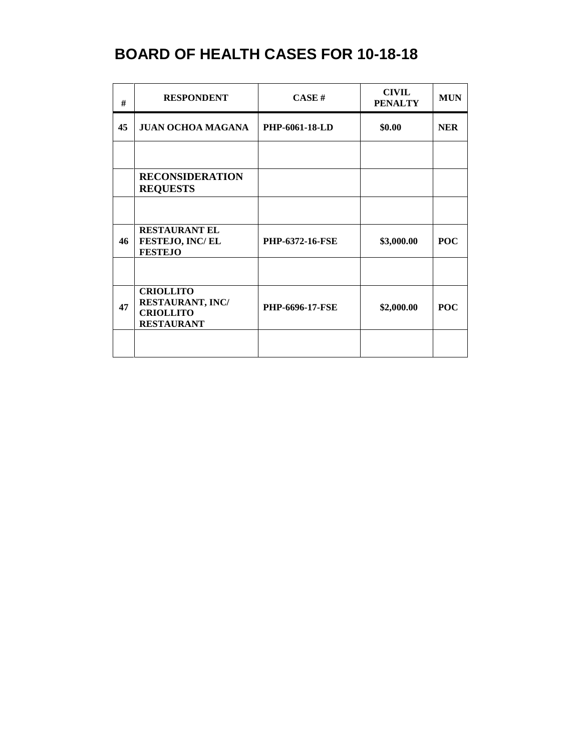# BOARD OF HEALTH CASES FOR 10-18-18

| # | RESPONDENT | CASE # | CIVIL PENALTY | MUN |
|---|---|---|---|---|
| 45 | JUAN OCHOA MAGANA | PHP-6061-18-LD | $0.00 | NER |
| | | | | |
| | RECONSIDERATION REQUESTS | | | |
| | | | | |
| 46 | RESTAURANT EL FESTEJO, INC/ EL FESTEJO | PHP-6372-16-FSE | $3,000.00 | POC |
| | | | | |
| 47 | CRIOLLITO RESTAURANT, INC/ CRIOLLITO RESTAURANT | PHP-6696-17-FSE | $2,000.00 | POC |
| | | | | |